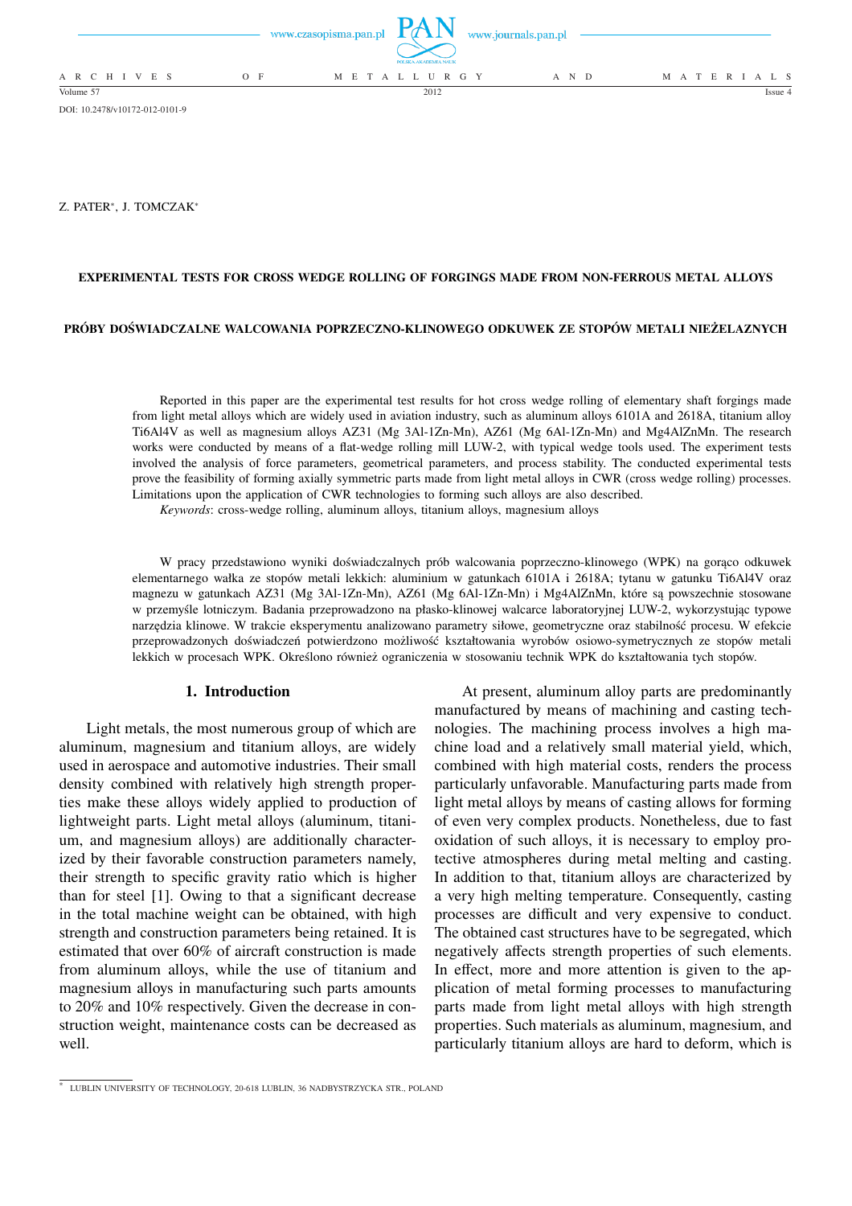DOI: 10.2478/v10172-012-0101-9

Z. PATER[*], J. TOMCZAK[*]

# EXPERIMENTAL TESTS FOR CROSS WEDGE ROLLING OF FORGINGS MADE FROM NON-FERROUS METAL ALLOYS

# PRÓBY DOŚWIADCZALNE WALCOWANIA POPRZECZNO-KLINOWEGO ODKUWEK ZE STOPÓW METALI NIEŻELAZNYCH

Reported in this paper are the experimental test results for hot cross wedge rolling of elementary shaft forgings made from light metal alloys which are widely used in aviation industry, such as aluminum alloys 6101A and 2618A, titanium alloy Ti6Al4V as well as magnesium alloys AZ31 (Mg 3Al-1Zn-Mn), AZ61 (Mg 6Al-1Zn-Mn) and Mg4AlZnMn. The research works were conducted by means of a flat-wedge rolling mill LUW-2, with typical wedge tools used. The experiment tests involved the analysis of force parameters, geometrical parameters, and process stability. The conducted experimental tests prove the feasibility of forming axially symmetric parts made from light metal alloys in CWR (cross wedge rolling) processes. Limitations upon the application of CWR technologies to forming such alloys are also described.

*Keywords*: cross-wedge rolling, aluminum alloys, titanium alloys, magnesium alloys

W pracy przedstawiono wyniki doświadczalnych prób walcowania poprzeczno-klinowego (WPK) na gorąco odkuwek elementarnego wałka ze stopów metali lekkich: aluminium w gatunkach 6101A i 2618A; tytanu w gatunku Ti6Al4V oraz magnezu w gatunkach AZ31 (Mg 3Al-1Zn-Mn), AZ61 (Mg 6Al-1Zn-Mn) i Mg4AlZnMn, które są powszechnie stosowane w przemyśle lotniczym. Badania przeprowadzono na płasko-klinowej walcarce laboratoryjnej LUW-2, wykorzystując typowe narzędzia klinowe. W trakcie eksperymentu analizowano parametry siłowe, geometryczne oraz stabilność procesu. W efekcie przeprowadzonych doświadczeń potwierdzono możliwość kształtowania wyrobów osiowo-symetrycznych ze stopów metali lekkich w procesach WPK. Określono również ograniczenia w stosowaniu technik WPK do kształtowania tych stopów.

## 1. Introduction

Light metals, the most numerous group of which are aluminum, magnesium and titanium alloys, are widely used in aerospace and automotive industries. Their small density combined with relatively high strength properties make these alloys widely applied to production of lightweight parts. Light metal alloys (aluminum, titanium, and magnesium alloys) are additionally characterized by their favorable construction parameters namely, their strength to specific gravity ratio which is higher than for steel [1]. Owing to that a significant decrease in the total machine weight can be obtained, with high strength and construction parameters being retained. It is estimated that over 60% of aircraft construction is made from aluminum alloys, while the use of titanium and magnesium alloys in manufacturing such parts amounts to 20% and 10% respectively. Given the decrease in construction weight, maintenance costs can be decreased as well.

At present, aluminum alloy parts are predominantly manufactured by means of machining and casting technologies. The machining process involves a high machine load and a relatively small material yield, which, combined with high material costs, renders the process particularly unfavorable. Manufacturing parts made from light metal alloys by means of casting allows for forming of even very complex products. Nonetheless, due to fast oxidation of such alloys, it is necessary to employ protective atmospheres during metal melting and casting. In addition to that, titanium alloys are characterized by a very high melting temperature. Consequently, casting processes are difficult and very expensive to conduct. The obtained cast structures have to be segregated, which negatively affects strength properties of such elements. In effect, more and more attention is given to the application of metal forming processes to manufacturing parts made from light metal alloys with high strength properties. Such materials as aluminum, magnesium, and particularly titanium alloys are hard to deform, which is

[*] LUBLIN UNIVERSITY OF TECHNOLOGY, 20-618 LUBLIN, 36 NADBYSTRZYCKA STR., POLAND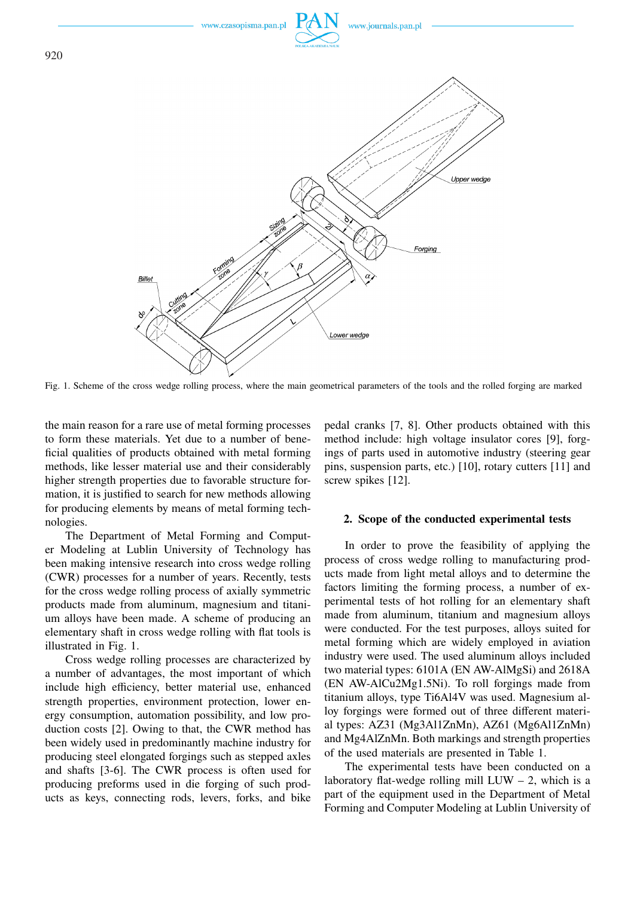Fig. 1. Scheme of the cross wedge rolling process, where the main geometrical parameters of the tools and the rolled forging are marked

the main reason for a rare use of metal forming processes to form these materials. Yet due to a number of beneficial qualities of products obtained with metal forming methods, like lesser material use and their considerably higher strength properties due to favorable structure formation, it is justified to search for new methods allowing for producing elements by means of metal forming technologies.

The Department of Metal Forming and Computer Modeling at Lublin University of Technology has been making intensive research into cross wedge rolling (CWR) processes for a number of years. Recently, tests for the cross wedge rolling process of axially symmetric products made from aluminum, magnesium and titanium alloys have been made. A scheme of producing an elementary shaft in cross wedge rolling with flat tools is illustrated in Fig. 1.

Cross wedge rolling processes are characterized by a number of advantages, the most important of which include high efficiency, better material use, enhanced strength properties, environment protection, lower energy consumption, automation possibility, and low production costs [2]. Owing to that, the CWR method has been widely used in predominantly machine industry for producing steel elongated forgings such as stepped axles and shafts [3-6]. The CWR process is often used for producing preforms used in die forging of such products as keys, connecting rods, levers, forks, and bike pedal cranks [7, 8]. Other products obtained with this method include: high voltage insulator cores [9], forgings of parts used in automotive industry (steering gear pins, suspension parts, etc.) [10], rotary cutters [11] and screw spikes [12].

## 2. Scope of the conducted experimental tests

In order to prove the feasibility of applying the process of cross wedge rolling to manufacturing products made from light metal alloys and to determine the factors limiting the forming process, a number of experimental tests of hot rolling for an elementary shaft made from aluminum, titanium and magnesium alloys were conducted. For the test purposes, alloys suited for metal forming which are widely employed in aviation industry were used. The used aluminum alloys included two material types: 6101A (EN AW-AlMgSi) and 2618A (EN AW-AlCu2Mg1.5Ni). To roll forgings made from titanium alloys, type Ti6Al4V was used. Magnesium alloy forgings were formed out of three different material types: AZ31 (Mg3Al1ZnMn), AZ61 (Mg6Al1ZnMn) and Mg4AlZnMn. Both markings and strength properties of the used materials are presented in Table 1.

The experimental tests have been conducted on a laboratory flat-wedge rolling mill LUW – 2, which is a part of the equipment used in the Department of Metal Forming and Computer Modeling at Lublin University of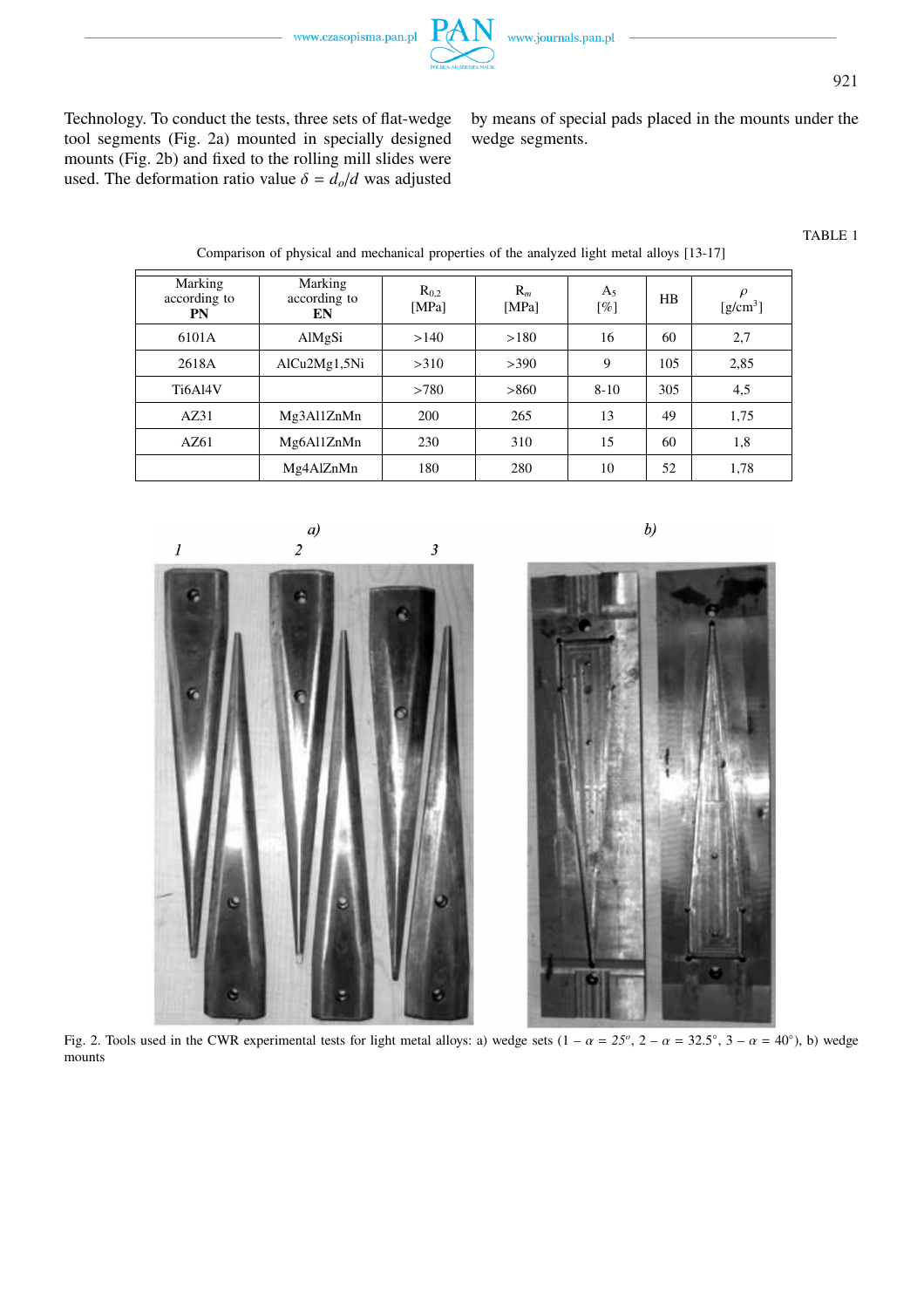Technology. To conduct the tests, three sets of flat-wedge tool segments (Fig. 2a) mounted in specially designed mounts (Fig. 2b) and fixed to the rolling mill slides were used. The deformation ratio value $\delta = d_o/d$ was adjusted by means of special pads placed in the mounts under the wedge segments.

TABLE 1

Comparison of physical and mechanical properties of the analyzed light metal alloys [13-17]

| Marking according to **PN** | Marking according to **EN** | $R_{0,2}$ [MPa] | $R_m$ [MPa] | $A_5$ [%] | HB | $\rho$ [g/cm$^3$] |
|---|---|---|---|---|---|---|
| 6101A | AlMgSi | >140 | >180 | 16 | 60 | 2,7 |
| 2618A | AlCu2Mg1,5Ni | >310 | >390 | 9 | 105 | 2,85 |
| Ti6Al4V | | >780 | >860 | 8-10 | 305 | 4,5 |
| AZ31 | Mg3Al1ZnMn | 200 | 265 | 13 | 49 | 1,75 |
| AZ61 | Mg6Al1ZnMn | 230 | 310 | 15 | 60 | 1,8 |
| | Mg4AlZnMn | 180 | 280 | 10 | 52 | 1,78 |

Fig. 2. Tools used in the CWR experimental tests for light metal alloys: a) wedge sets (1 – $\alpha$ = 25°, 2 – $\alpha$ = 32.5°, 3 – $\alpha$ = 40°), b) wedge mounts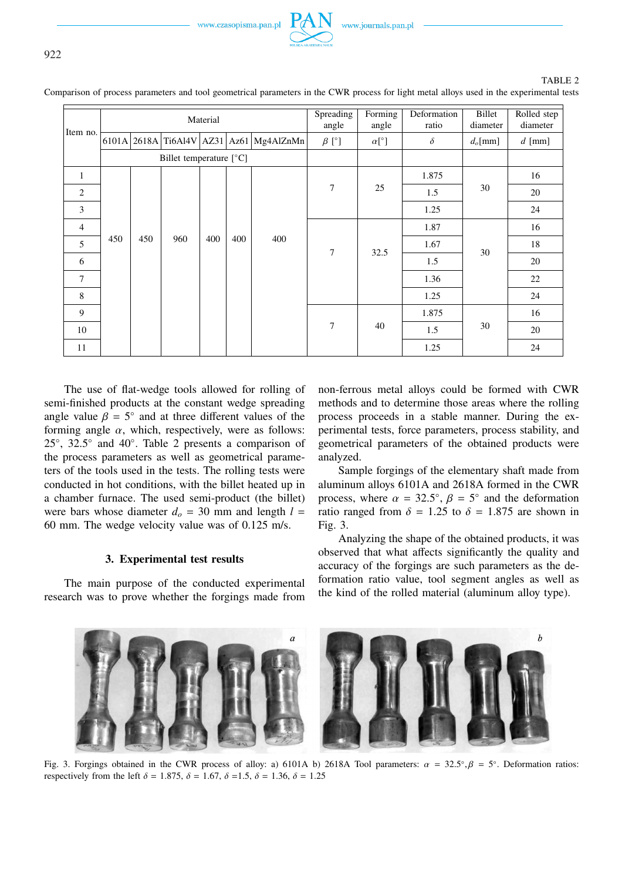TABLE 2

Comparison of process parameters and tool geometrical parameters in the CWR process for light metal alloys used in the experimental tests

| Item no. | Material | | | | | | Spreading angle | Forming angle | Deformation ratio | Billet diameter | Rolled step diameter |
|---|---|---|---|---|---|---|---|---|---|---|---|
| | 6101A | 2618A | Ti6Al4V | AZ31 | Az61 | Mg4AlZnMn | $\beta$ [°] | $\alpha$[°] | $\delta$ | $d_o$[mm] | $d$ [mm] |
| | Billet temperature [°C] | | | | | | | | | | |
| 1 | 450 | 450 | 960 | 400 | 400 | 400 | 7 | 25 | 1.875 | 30 | 16 |
| 2 | | | | | | | | | 1.5 | | 20 |
| 3 | | | | | | | | | 1.25 | | 24 |
| 4 | | | | | | | 7 | 32.5 | 1.87 | 30 | 16 |
| 5 | | | | | | | | | 1.67 | | 18 |
| 6 | | | | | | | | | 1.5 | | 20 |
| 7 | | | | | | | | | 1.36 | | 22 |
| 8 | | | | | | | | | 1.25 | | 24 |
| 9 | | | | | | | 7 | 40 | 1.875 | 30 | 16 |
| 10 | | | | | | | | | 1.5 | | 20 |
| 11 | | | | | | | | | 1.25 | | 24 |

The use of flat-wedge tools allowed for rolling of semi-finished products at the constant wedge spreading angle value $\beta = 5°$ and at three different values of the forming angle $\alpha$, which, respectively, were as follows: 25°, 32.5° and 40°. Table 2 presents a comparison of the process parameters as well as geometrical parameters of the tools used in the tests. The rolling tests were conducted in hot conditions, with the billet heated up in a chamber furnace. The used semi-product (the billet) were bars whose diameter $d_o = 30$ mm and length $l = 60$ mm. The wedge velocity value was of 0.125 m/s.

## 3. Experimental test results

The main purpose of the conducted experimental research was to prove whether the forgings made from non-ferrous metal alloys could be formed with CWR methods and to determine those areas where the rolling process proceeds in a stable manner. During the experimental tests, force parameters, process stability, and geometrical parameters of the obtained products were analyzed.

Sample forgings of the elementary shaft made from aluminum alloys 6101A and 2618A formed in the CWR process, where $\alpha = 32.5°$, $\beta = 5°$ and the deformation ratio ranged from $\delta = 1.25$ to $\delta = 1.875$ are shown in Fig. 3.

Analyzing the shape of the obtained products, it was observed that what affects significantly the quality and accuracy of the forgings are such parameters as the deformation ratio value, tool segment angles as well as the kind of the rolled material (aluminum alloy type).

Fig. 3. Forgings obtained in the CWR process of alloy: a) 6101A b) 2618A Tool parameters: $\alpha = 32.5°, \beta = 5°$. Deformation ratios: respectively from the left $\delta = 1.875$, $\delta = 1.67$, $\delta = 1.5$, $\delta = 1.36$, $\delta = 1.25$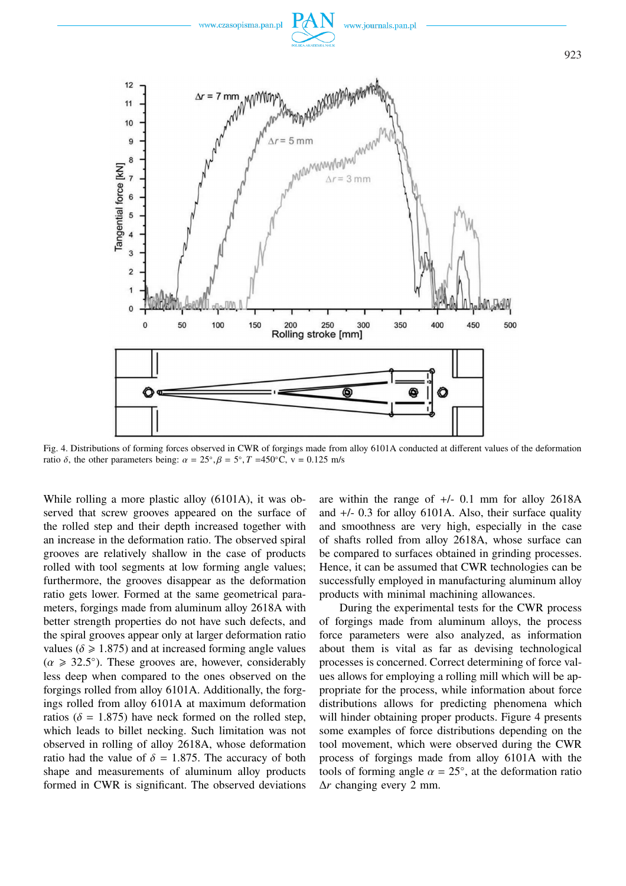Fig. 4. Distributions of forming forces observed in CWR of forgings made from alloy 6101A conducted at different values of the deformation ratio $\delta$, the other parameters being: $\alpha = 25°, \beta = 5°, T = 450°C$, v = 0.125 m/s

While rolling a more plastic alloy (6101A), it was observed that screw grooves appeared on the surface of the rolled step and their depth increased together with an increase in the deformation ratio. The observed spiral grooves are relatively shallow in the case of products rolled with tool segments at low forming angle values; furthermore, the grooves disappear as the deformation ratio gets lower. Formed at the same geometrical parameters, forgings made from aluminum alloy 2618A with better strength properties do not have such defects, and the spiral grooves appear only at larger deformation ratio values ($\delta \geqslant 1.875$) and at increased forming angle values ($\alpha \geqslant 32.5°$). These grooves are, however, considerably less deep when compared to the ones observed on the forgings rolled from alloy 6101A. Additionally, the forgings rolled from alloy 6101A at maximum deformation ratios ($\delta = 1.875$) have neck formed on the rolled step, which leads to billet necking. Such limitation was not observed in rolling of alloy 2618A, whose deformation ratio had the value of $\delta = 1.875$. The accuracy of both shape and measurements of aluminum alloy products formed in CWR is significant. The observed deviations are within the range of +/- 0.1 mm for alloy 2618A and +/- 0.3 for alloy 6101A. Also, their surface quality and smoothness are very high, especially in the case of shafts rolled from alloy 2618A, whose surface can be compared to surfaces obtained in grinding processes. Hence, it can be assumed that CWR technologies can be successfully employed in manufacturing aluminum alloy products with minimal machining allowances.

During the experimental tests for the CWR process of forgings made from aluminum alloys, the process force parameters were also analyzed, as information about them is vital as far as devising technological processes is concerned. Correct determining of force values allows for employing a rolling mill which will be appropriate for the process, while information about force distributions allows for predicting phenomena which will hinder obtaining proper products. Figure 4 presents some examples of force distributions depending on the tool movement, which were observed during the CWR process of forgings made from alloy 6101A with the tools of forming angle $\alpha = 25°$, at the deformation ratio $\Delta r$ changing every 2 mm.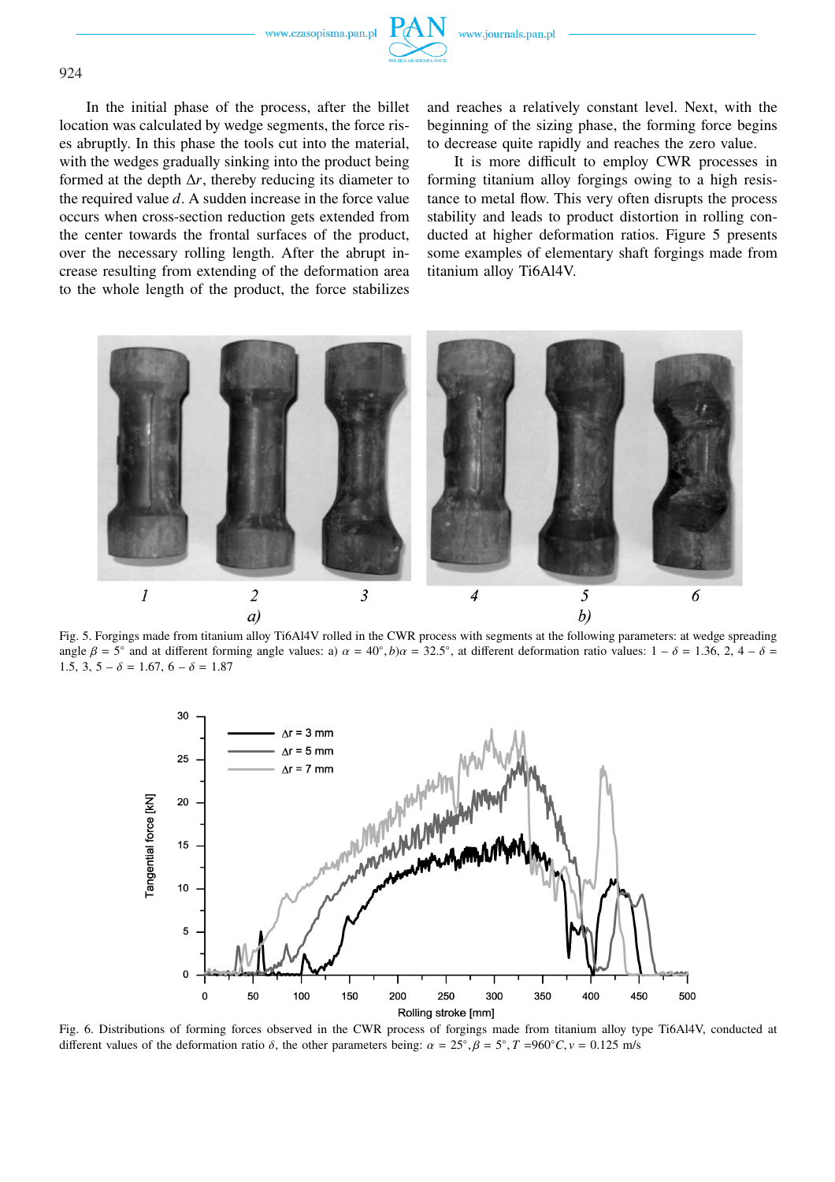In the initial phase of the process, after the billet location was calculated by wedge segments, the force rises abruptly. In this phase the tools cut into the material, with the wedges gradually sinking into the product being formed at the depth $\Delta r$, thereby reducing its diameter to the required value $d$. A sudden increase in the force value occurs when cross-section reduction gets extended from the center towards the frontal surfaces of the product, over the necessary rolling length. After the abrupt increase resulting from extending of the deformation area to the whole length of the product, the force stabilizes and reaches a relatively constant level. Next, with the beginning of the sizing phase, the forming force begins to decrease quite rapidly and reaches the zero value.

It is more difficult to employ CWR processes in forming titanium alloy forgings owing to a high resistance to metal flow. This very often disrupts the process stability and leads to product distortion in rolling conducted at higher deformation ratios. Figure 5 presents some examples of elementary shaft forgings made from titanium alloy Ti6Al4V.

Fig. 5. Forgings made from titanium alloy Ti6Al4V rolled in the CWR process with segments at the following parameters: at wedge spreading angle $\beta = 5°$ and at different forming angle values: a) $\alpha = 40°$, b) $\alpha = 32.5°$, at different deformation ratio values: 1 – $\delta = 1.36$, 2, 4 – $\delta = 1.5$, 3, 5 – $\delta = 1.67$, 6 – $\delta = 1.87$

Fig. 6. Distributions of forming forces observed in the CWR process of forgings made from titanium alloy type Ti6Al4V, conducted at different values of the deformation ratio $\delta$, the other parameters being: $\alpha = 25°$, $\beta = 5°$, $T = 960°C$, $v = 0.125$ m/s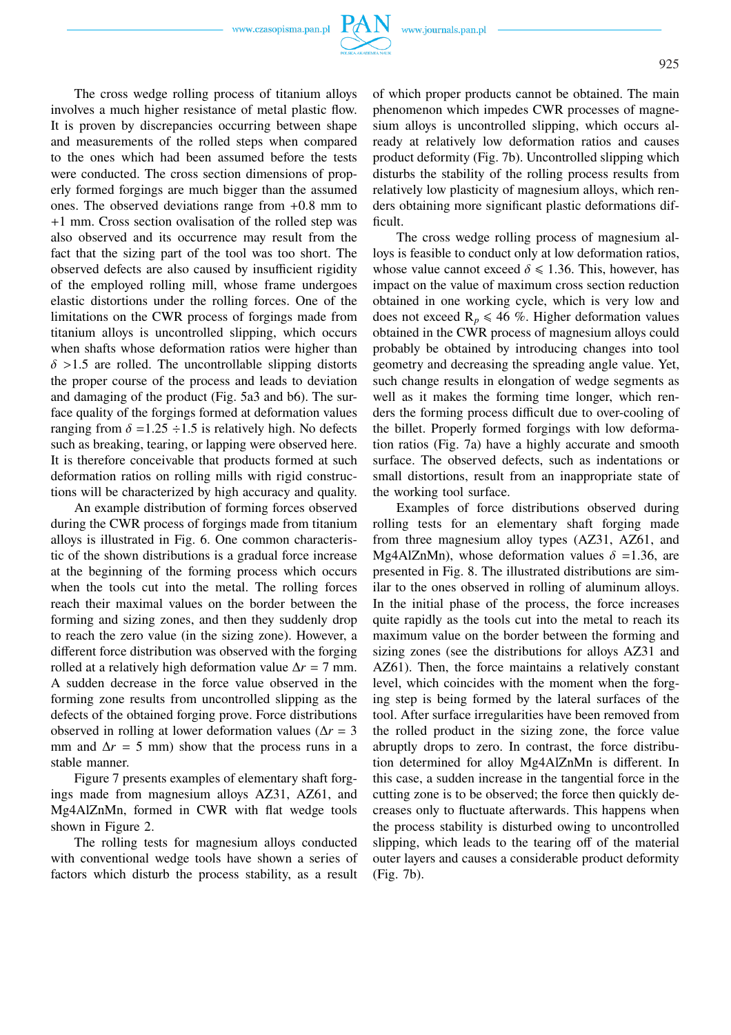The cross wedge rolling process of titanium alloys involves a much higher resistance of metal plastic flow. It is proven by discrepancies occurring between shape and measurements of the rolled steps when compared to the ones which had been assumed before the tests were conducted. The cross section dimensions of properly formed forgings are much bigger than the assumed ones. The observed deviations range from +0.8 mm to +1 mm. Cross section ovalisation of the rolled step was also observed and its occurrence may result from the fact that the sizing part of the tool was too short. The observed defects are also caused by insufficient rigidity of the employed rolling mill, whose frame undergoes elastic distortions under the rolling forces. One of the limitations on the CWR process of forgings made from titanium alloys is uncontrolled slipping, which occurs when shafts whose deformation ratios were higher than $\delta > 1.5$ are rolled. The uncontrollable slipping distorts the proper course of the process and leads to deviation and damaging of the product (Fig. 5a3 and b6). The surface quality of the forgings formed at deformation values ranging from $\delta = 1.25 \div 1.5$ is relatively high. No defects such as breaking, tearing, or lapping were observed here. It is therefore conceivable that products formed at such deformation ratios on rolling mills with rigid constructions will be characterized by high accuracy and quality.

An example distribution of forming forces observed during the CWR process of forgings made from titanium alloys is illustrated in Fig. 6. One common characteristic of the shown distributions is a gradual force increase at the beginning of the forming process which occurs when the tools cut into the metal. The rolling forces reach their maximal values on the border between the forming and sizing zones, and then they suddenly drop to reach the zero value (in the sizing zone). However, a different force distribution was observed with the forging rolled at a relatively high deformation value $\Delta r = 7$ mm. A sudden decrease in the force value observed in the forming zone results from uncontrolled slipping as the defects of the obtained forging prove. Force distributions observed in rolling at lower deformation values ($\Delta r = 3$ mm and $\Delta r = 5$ mm) show that the process runs in a stable manner.

Figure 7 presents examples of elementary shaft forgings made from magnesium alloys AZ31, AZ61, and Mg4AlZnMn, formed in CWR with flat wedge tools shown in Figure 2.

The rolling tests for magnesium alloys conducted with conventional wedge tools have shown a series of factors which disturb the process stability, as a result of which proper products cannot be obtained. The main phenomenon which impedes CWR processes of magnesium alloys is uncontrolled slipping, which occurs already at relatively low deformation ratios and causes product deformity (Fig. 7b). Uncontrolled slipping which disturbs the stability of the rolling process results from relatively low plasticity of magnesium alloys, which renders obtaining more significant plastic deformations difficult.

The cross wedge rolling process of magnesium alloys is feasible to conduct only at low deformation ratios, whose value cannot exceed $\delta \leqslant 1.36$. This, however, has impact on the value of maximum cross section reduction obtained in one working cycle, which is very low and does not exceed $R_p \leqslant 46$ %. Higher deformation values obtained in the CWR process of magnesium alloys could probably be obtained by introducing changes into tool geometry and decreasing the spreading angle value. Yet, such change results in elongation of wedge segments as well as it makes the forming time longer, which renders the forming process difficult due to over-cooling of the billet. Properly formed forgings with low deformation ratios (Fig. 7a) have a highly accurate and smooth surface. The observed defects, such as indentations or small distortions, result from an inappropriate state of the working tool surface.

Examples of force distributions observed during rolling tests for an elementary shaft forging made from three magnesium alloy types (AZ31, AZ61, and Mg4AlZnMn), whose deformation values $\delta = 1.36$, are presented in Fig. 8. The illustrated distributions are similar to the ones observed in rolling of aluminum alloys. In the initial phase of the process, the force increases quite rapidly as the tools cut into the metal to reach its maximum value on the border between the forming and sizing zones (see the distributions for alloys AZ31 and AZ61). Then, the force maintains a relatively constant level, which coincides with the moment when the forging step is being formed by the lateral surfaces of the tool. After surface irregularities have been removed from the rolled product in the sizing zone, the force value abruptly drops to zero. In contrast, the force distribution determined for alloy Mg4AlZnMn is different. In this case, a sudden increase in the tangential force in the cutting zone is to be observed; the force then quickly decreases only to fluctuate afterwards. This happens when the process stability is disturbed owing to uncontrolled slipping, which leads to the tearing off of the material outer layers and causes a considerable product deformity (Fig. 7b).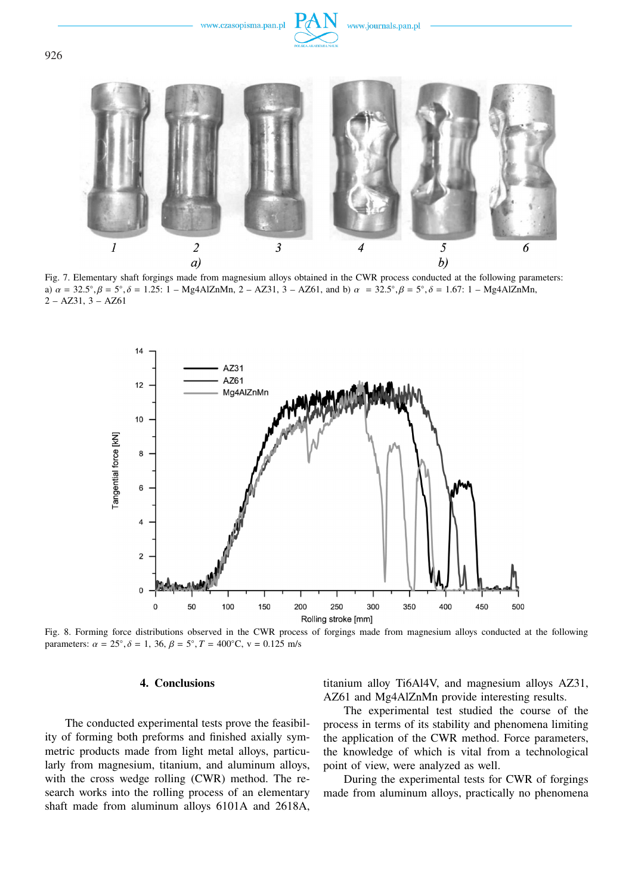Fig. 7. Elementary shaft forgings made from magnesium alloys obtained in the CWR process conducted at the following parameters: a) $\alpha$ = 32.5°, $\beta$ = 5°, $\delta$ = 1.25: 1 – Mg4AlZnMn, 2 – AZ31, 3 – AZ61, and b) $\alpha$ = 32.5°, $\beta$ = 5°, $\delta$ = 1.67: 1 – Mg4AlZnMn, 2 – AZ31, 3 – AZ61

Fig. 8. Forming force distributions observed in the CWR process of forgings made from magnesium alloys conducted at the following parameters: $\alpha$ = 25°, $\delta$ = 1, 36, $\beta$ = 5°, $T$ = 400°C, v = 0.125 m/s

## 4. Conclusions

The conducted experimental tests prove the feasibility of forming both preforms and finished axially symmetric products made from light metal alloys, particularly from magnesium, titanium, and aluminum alloys, with the cross wedge rolling (CWR) method. The research works into the rolling process of an elementary shaft made from aluminum alloys 6101A and 2618A, titanium alloy Ti6Al4V, and magnesium alloys AZ31, AZ61 and Mg4AlZnMn provide interesting results.

The experimental test studied the course of the process in terms of its stability and phenomena limiting the application of the CWR method. Force parameters, the knowledge of which is vital from a technological point of view, were analyzed as well.

During the experimental tests for CWR of forgings made from aluminum alloys, practically no phenomena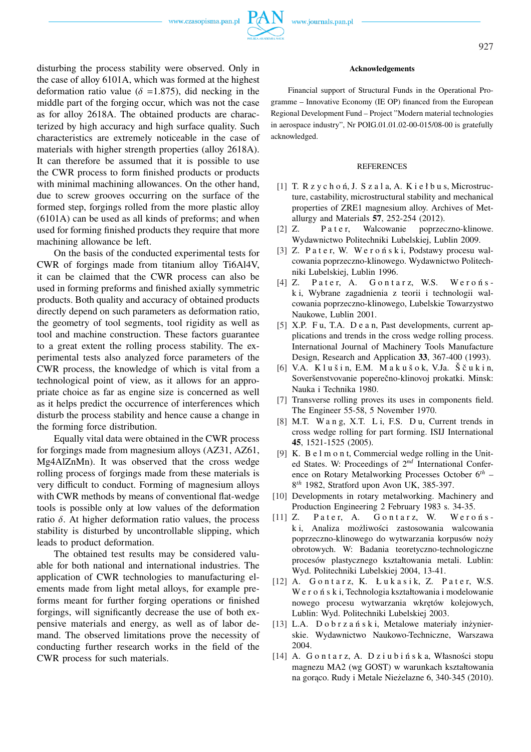disturbing the process stability were observed. Only in the case of alloy 6101A, which was formed at the highest deformation ratio value ($\delta$ =1.875), did necking in the middle part of the forging occur, which was not the case as for alloy 2618A. The obtained products are characterized by high accuracy and high surface quality. Such characteristics are extremely noticeable in the case of materials with higher strength properties (alloy 2618A). It can therefore be assumed that it is possible to use the CWR process to form finished products or products with minimal machining allowances. On the other hand, due to screw grooves occurring on the surface of the formed step, forgings rolled from the more plastic alloy (6101A) can be used as all kinds of preforms; and when used for forming finished products they require that more machining allowance be left.

On the basis of the conducted experimental tests for CWR of forgings made from titanium alloy Ti6Al4V, it can be claimed that the CWR process can also be used in forming preforms and finished axially symmetric products. Both quality and accuracy of obtained products directly depend on such parameters as deformation ratio, the geometry of tool segments, tool rigidity as well as tool and machine construction. These factors guarantee to a great extent the rolling process stability. The experimental tests also analyzed force parameters of the CWR process, the knowledge of which is vital from a technological point of view, as it allows for an appropriate choice as far as engine size is concerned as well as it helps predict the occurrence of interferences which disturb the process stability and hence cause a change in the forming force distribution.

Equally vital data were obtained in the CWR process for forgings made from magnesium alloys (AZ31, AZ61, Mg4AlZnMn). It was observed that the cross wedge rolling process of forgings made from these materials is very difficult to conduct. Forming of magnesium alloys with CWR methods by means of conventional flat-wedge tools is possible only at low values of the deformation ratio $\delta$. At higher deformation ratio values, the process stability is disturbed by uncontrollable slipping, which leads to product deformation.

The obtained test results may be considered valuable for both national and international industries. The application of CWR technologies to manufacturing elements made from light metal alloys, for example preforms meant for further forging operations or finished forgings, will significantly decrease the use of both expensive materials and energy, as well as of labor demand. The observed limitations prove the necessity of conducting further research works in the field of the CWR process for such materials.

## Acknowledgements

Financial support of Structural Funds in the Operational Programme – Innovative Economy (IE OP) financed from the European Regional Development Fund – Project "Modern material technologies in aerospace industry", Nr POIG.01.01.02-00-015/08-00 is gratefully acknowledged.

## REFERENCES

[1] T. Rzychoń, J. Szala, A. Kiełbus, Microstructure, castability, microstructural stability and mechanical properties of ZRE1 magnesium alloy. Archives of Metallurgy and Materials **57**, 252-254 (2012).

[2] Z. Pater, Walcowanie poprzeczno-klinowe. Wydawnictwo Politechniki Lubelskiej, Lublin 2009.

[3] Z. Pater, W. Weroński, Podstawy procesu walcowania poprzeczno-klinowego. Wydawnictwo Politechniki Lubelskiej, Lublin 1996.

[4] Z. Pater, A. Gontarz, W.S. Weroński, Wybrane zagadnienia z teorii i technologii walcowania poprzeczno-klinowego, Lubelskie Towarzystwo Naukowe, Lublin 2001.

[5] X.P. Fu, T.A. Dean, Past developments, current applications and trends in the cross wedge rolling process. International Journal of Machinery Tools Manufacture Design, Research and Application **33**, 367-400 (1993).

[6] V.A. Klušin, E.M. Makušok, V.Ja. Ščukin, Soveršenstvovanie poperečno-klinovoj prokatki. Minsk: Nauka i Technika 1980.

[7] Transverse rolling proves its uses in components field. The Engineer 55-58, 5 November 1970.

[8] M.T. Wang, X.T. Li, F.S. Du, Current trends in cross wedge rolling for part forming. ISIJ International **45**, 1521-1525 (2005).

[9] K. Belmont, Commercial wedge rolling in the United States. W: Proceedings of $2^{nd}$ International Conference on Rotary Metalworking Processes October $6^{th}$ – $8^{th}$ 1982, Stratford upon Avon UK, 385-397.

[10] Developments in rotary metalworking. Machinery and Production Engineering 2 February 1983 s. 34-35.

[11] Z. Pater, A. Gontarz, W. Weroński, Analiza możliwości zastosowania walcowania poprzeczno-klinowego do wytwarzania korpusów noży obrotowych. W: Badania teoretyczno-technologiczne procesów plastycznego kształtowania metali. Lublin: Wyd. Politechniki Lubelskiej 2004, 13-41.

[12] A. Gontarz, K. Łukasik, Z. Pater, W.S. Weroński, Technologia kształtowania i modelowanie nowego procesu wytwarzania wkrętów kolejowych, Lublin: Wyd. Politechniki Lubelskiej 2003.

[13] L.A. Dobrzański, Metalowe materiały inżynierskie. Wydawnictwo Naukowo-Techniczne, Warszawa 2004.

[14] A. Gontarz, A. Dziubińska, Własności stopu magnezu MA2 (wg GOST) w warunkach kształtowania na gorąco. Rudy i Metale Nieżelazne 6, 340-345 (2010).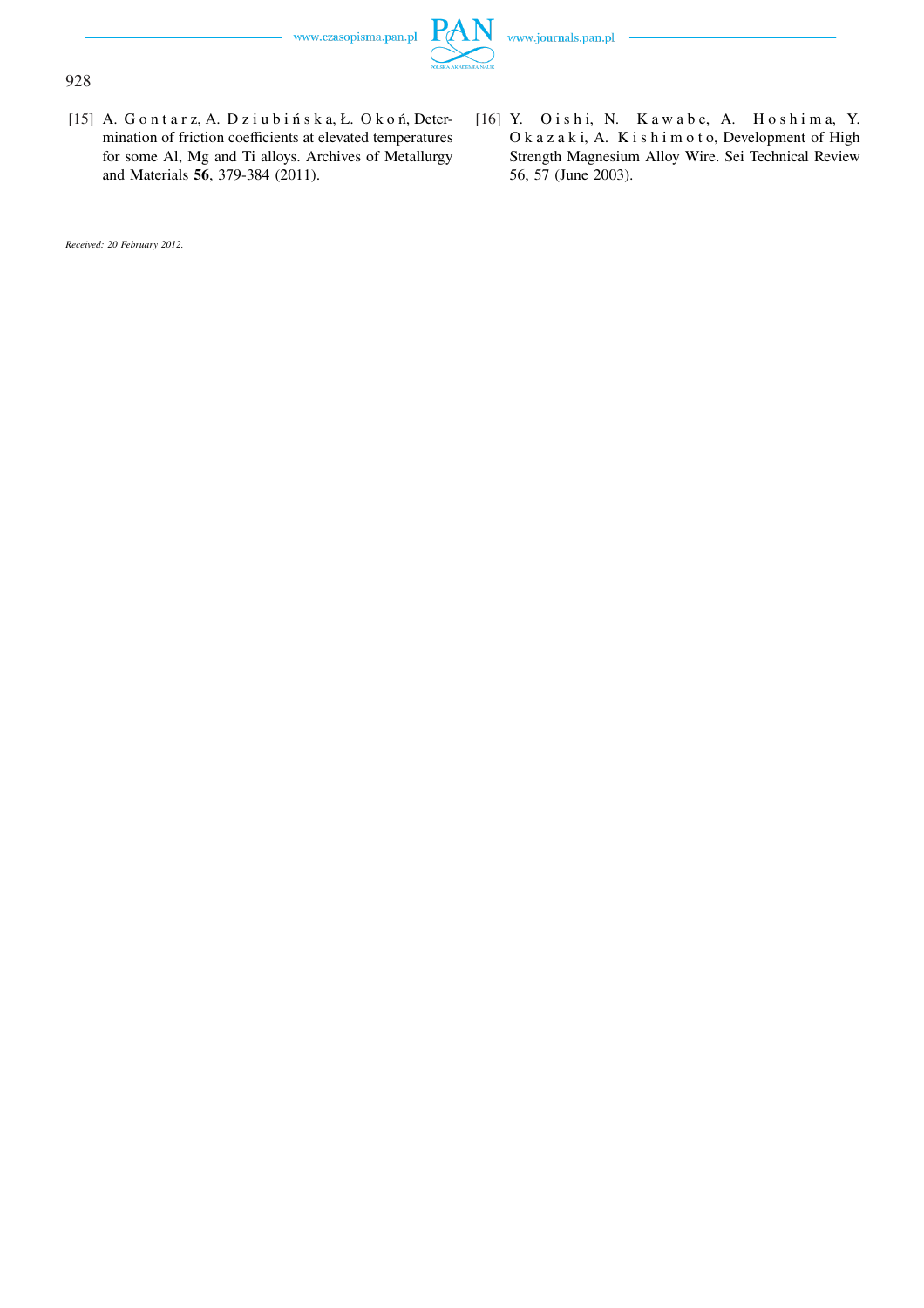[15] A. G o n t a r z, A. D z i u b i ń s k a, Ł. O k o ń, Determination of friction coefficients at elevated temperatures for some Al, Mg and Ti alloys. Archives of Metallurgy and Materials **56**, 379-384 (2011).

[16] Y. O i s h i, N. K a w a b e, A. H o s h i m a, Y. O k a z a k i, A. K i s h i m o t o, Development of High Strength Magnesium Alloy Wire. Sei Technical Review 56, 57 (June 2003).

*Received: 20 February 2012.*